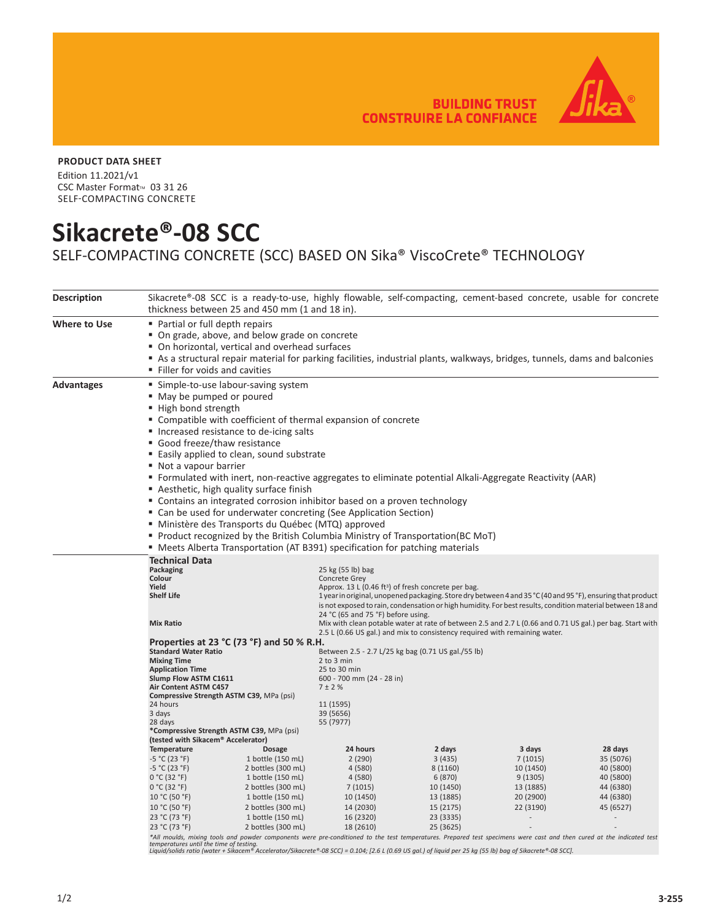BUILDING TRUST
CONSTRUIRE LA CONFIANCE

**PRODUCT DATA SHEET**

Edition 11.2021/v1
CSC Master Format™ 03 31 26
SELF-COMPACTING CONCRETE

# Sikacrete®-08 SCC

## SELF-COMPACTING CONCRETE (SCC) BASED ON Sika® ViscoCrete® TECHNOLOGY

### Description

Sikacrete®-08 SCC is a ready-to-use, highly flowable, self-compacting, cement-based concrete, usable for concrete thickness between 25 and 450 mm (1 and 18 in).

### Where to Use

- Partial or full depth repairs
- On grade, above, and below grade on concrete
- On horizontal, vertical and overhead surfaces
- As a structural repair material for parking facilities, industrial plants, walkways, bridges, tunnels, dams and balconies
- Filler for voids and cavities

### Advantages

- Simple-to-use labour-saving system
- May be pumped or poured
- High bond strength
- Compatible with coefficient of thermal expansion of concrete
- Increased resistance to de-icing salts
- Good freeze/thaw resistance
- Easily applied to clean, sound substrate
- Not a vapour barrier
- Formulated with inert, non-reactive aggregates to eliminate potential Alkali-Aggregate Reactivity (AAR)
- Aesthetic, high quality surface finish
- Contains an integrated corrosion inhibitor based on a proven technology
- Can be used for underwater concreting (See Application Section)
- Ministère des Transports du Québec (MTQ) approved
- Product recognized by the British Columbia Ministry of Transportation(BC MoT)
- Meets Alberta Transportation (AT B391) specification for patching materials

### Technical Data

| | |
|---|---|
| **Packaging** | 25 kg (55 lb) bag |
| **Colour** | Concrete Grey |
| **Yield** | Approx. 13 L (0.46 ft³) of fresh concrete per bag. |
| **Shelf Life** | 1 year in original, unopened packaging. Store dry between 4 and 35 °C (40 and 95 °F), ensuring that product is not exposed to rain, condensation or high humidity. For best results, condition material between 18 and 24 °C (65 and 75 °F) before using. |
| **Mix Ratio** | Mix with clean potable water at rate of between 2.5 and 2.7 L (0.66 and 0.71 US gal.) per bag. Start with 2.5 L (0.66 US gal.) and mix to consistency required with remaining water. |

### Properties at 23 °C (73 °F) and 50 % R.H.

| | |
|---|---|
| **Standard Water Ratio** | Between 2.5 - 2.7 L/25 kg bag (0.71 US gal./55 lb) |
| **Mixing Time** | 2 to 3 min |
| **Application Time** | 25 to 30 min |
| **Slump Flow ASTM C1611** | 600 - 700 mm (24 - 28 in) |
| **Air Content ASTM C457** | 7 ± 2 % |
| **Compressive Strength ASTM C39,** MPa (psi) | |
| 24 hours | 11 (1595) |
| 3 days | 39 (5656) |
| 28 days | 55 (7977) |

**\*Compressive Strength ASTM C39,** MPa (psi)
**(tested with Sikacem® Accelerator)**

| Temperature | Dosage | 24 hours | 2 days | 3 days | 28 days |
|---|---|---|---|---|---|
| -5 °C (23 °F) | 1 bottle (150 mL) | 2 (290) | 3 (435) | 7 (1015) | 35 (5076) |
| -5 °C (23 °F) | 2 bottles (300 mL) | 4 (580) | 8 (1160) | 10 (1450) | 40 (5800) |
| 0 °C (32 °F) | 1 bottle (150 mL) | 4 (580) | 6 (870) | 9 (1305) | 40 (5800) |
| 0 °C (32 °F) | 2 bottles (300 mL) | 7 (1015) | 10 (1450) | 13 (1885) | 44 (6380) |
| 10 °C (50 °F) | 1 bottle (150 mL) | 10 (1450) | 13 (1885) | 20 (2900) | 44 (6380) |
| 10 °C (50 °F) | 2 bottles (300 mL) | 14 (2030) | 15 (2175) | 22 (3190) | 45 (6527) |
| 23 °C (73 °F) | 1 bottle (150 mL) | 16 (2320) | 23 (3335) | - | - |
| 23 °C (73 °F) | 2 bottles (300 mL) | 18 (2610) | 25 (3625) | - | - |

*\*All moulds, mixing tools and powder components were pre-conditioned to the test temperatures. Prepared test specimens were cast and then cured at the indicated test temperatures until the time of testing.*
*Liquid/solids ratio (water + Sikacem® Accelerator/Sikacrete®-08 SCC) = 0.104; [2.6 L (0.69 US gal.) of liquid per 25 kg (55 lb) bag of Sikacrete®-08 SCC].*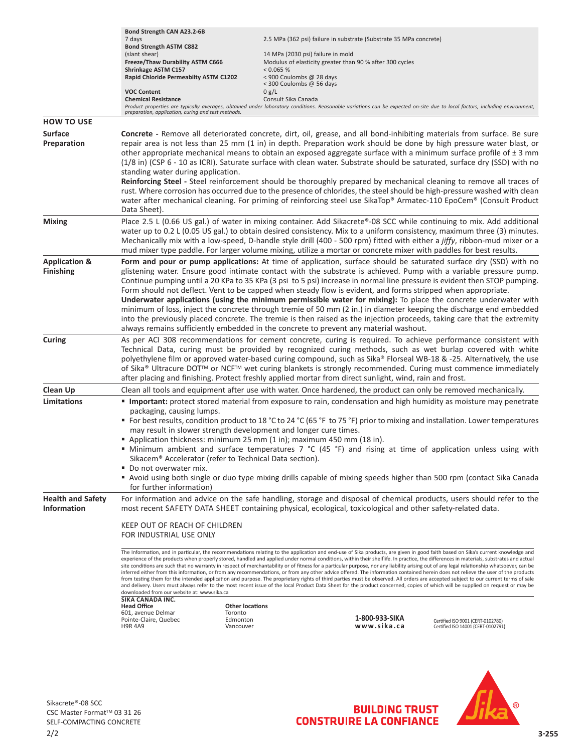| | |
|---|---|
| **Bond Strength CAN A23.2-6B** | |
| 7 days | 2.5 MPa (362 psi) failure in substrate (Substrate 35 MPa concrete) |
| **Bond Strength ASTM C882** | |
| (slant shear) | 14 MPa (2030 psi) failure in mold |
| **Freeze/Thaw Durability ASTM C666** | Modulus of elasticity greater than 90 % after 300 cycles |
| **Shrinkage ASTM C157** | < 0.065 % |
| **Rapid Chloride Permeabilty ASTM C1202** | < 900 Coulombs @ 28 days<br>< 300 Coulombs @ 56 days |
| **VOC Content** | 0 g/L |
| **Chemical Resistance** | Consult Sika Canada |

*Product properties are typically averages, obtained under laboratory conditions. Reasonable variations can be expected on-site due to local factors, including environment, preparation, application, curing and test methods.*

## HOW TO USE

### Surface Preparation

**Concrete -** Remove all deteriorated concrete, dirt, oil, grease, and all bond-inhibiting materials from surface. Be sure repair area is not less than 25 mm (1 in) in depth. Preparation work should be done by high pressure water blast, or other appropriate mechanical means to obtain an exposed aggregate surface with a minimum surface profile of ± 3 mm (1/8 in) (CSP 6 - 10 as ICRI). Saturate surface with clean water. Substrate should be saturated, surface dry (SSD) with no standing water during application.

**Reinforcing Steel -** Steel reinforcement should be thoroughly prepared by mechanical cleaning to remove all traces of rust. Where corrosion has occurred due to the presence of chlorides, the steel should be high-pressure washed with clean water after mechanical cleaning. For priming of reinforcing steel use SikaTop® Armatec-110 EpoCem® (Consult Product Data Sheet).

### Mixing

Place 2.5 L (0.66 US gal.) of water in mixing container. Add Sikacrete®-08 SCC while continuing to mix. Add additional water up to 0.2 L (0.05 US gal.) to obtain desired consistency. Mix to a uniform consistency, maximum three (3) minutes. Mechanically mix with a low-speed, D-handle style drill (400 - 500 rpm) fitted with either a *jiffy*, ribbon-mud mixer or a mud mixer type paddle. For larger volume mixing, utilize a mortar or concrete mixer with paddles for best results.

### Application & Finishing

**Form and pour or pump applications:** At time of application, surface should be saturated surface dry (SSD) with no glistening water. Ensure good intimate contact with the substrate is achieved. Pump with a variable pressure pump. Continue pumping until a 20 KPa to 35 KPa (3 psi to 5 psi) increase in normal line pressure is evident then STOP pumping. Form should not deflect. Vent to be capped when steady flow is evident, and forms stripped when appropriate.

**Underwater applications (using the minimum permissible water for mixing):** To place the concrete underwater with minimum of loss, inject the concrete through tremie of 50 mm (2 in.) in diameter keeping the discharge end embedded into the previously placed concrete. The tremie is then raised as the injection proceeds, taking care that the extremity always remains sufficiently embedded in the concrete to prevent any material washout.

### Curing

As per ACI 308 recommendations for cement concrete, curing is required. To achieve performance consistent with Technical Data, curing must be provided by recognized curing methods, such as wet burlap covered with white polyethylene film or approved water-based curing compound, such as Sika® Florseal WB-18 & -25. Alternatively, the use of Sika® Ultracure DOT™ or NCF™ wet curing blankets is strongly recommended. Curing must commence immediately after placing and finishing. Protect freshly applied mortar from direct sunlight, wind, rain and frost.

### Clean Up

Clean all tools and equipment after use with water. Once hardened, the product can only be removed mechanically.

### Limitations

- **Important:** protect stored material from exposure to rain, condensation and high humidity as moisture may penetrate packaging, causing lumps.
- For best results, condition product to 18 °C to 24 °C (65 °F to 75 °F) prior to mixing and installation. Lower temperatures may result in slower strength development and longer cure times.
- Application thickness: minimum 25 mm (1 in); maximum 450 mm (18 in).
- Minimum ambient and surface temperatures 7 °C (45 °F) and rising at time of application unless using with Sikacem® Accelerator (refer to Technical Data section).
- Do not overwater mix.
- Avoid using both single or duo type mixing drills capable of mixing speeds higher than 500 rpm (contact Sika Canada for further information)

### Health and Safety Information

For information and advice on the safe handling, storage and disposal of chemical products, users should refer to the most recent SAFETY DATA SHEET containing physical, ecological, toxicological and other safety-related data.

KEEP OUT OF REACH OF CHILDREN
FOR INDUSTRIAL USE ONLY

The Information, and in particular, the recommendations relating to the application and end-use of Sika products, are given in good faith based on Sika's current knowledge and experience of the products when properly stored, handled and applied under normal conditions, within their shelflife. In practice, the differences in materials, substrates and actual site conditions are such that no warranty in respect of merchantability or of fitness for a particular purpose, nor any liability arising out of any legal relationship whatsoever, can be inferred either from this information, or from any recommendations, or from any other advice offered. The information contained herein does not relieve the user of the products from testing them for the intended application and purpose. The proprietary rights of third parties must be observed. All orders are accepted subject to our current terms of sale and delivery. Users must always refer to the most recent issue of the local Product Data Sheet for the product concerned, copies of which will be supplied on request or may be downloaded from our website at: www.sika.ca

**SIKA CANADA INC.**
**Head Office**
601, avenue Delmar
Pointe-Claire, Quebec
H9R 4A9

**Other locations**
Toronto
Edmonton
Vancouver

**1-800-933-SIKA**
**www.sika.ca**

Certified ISO 9001 (CERT-0102780)
Certified ISO 14001 (CERT-0102791)

Sikacrete®-08 SCC
CSC Master Format™ 03 31 26
SELF-COMPACTING CONCRETE

**BUILDING TRUST**
**CONSTRUIRE LA CONFIANCE**